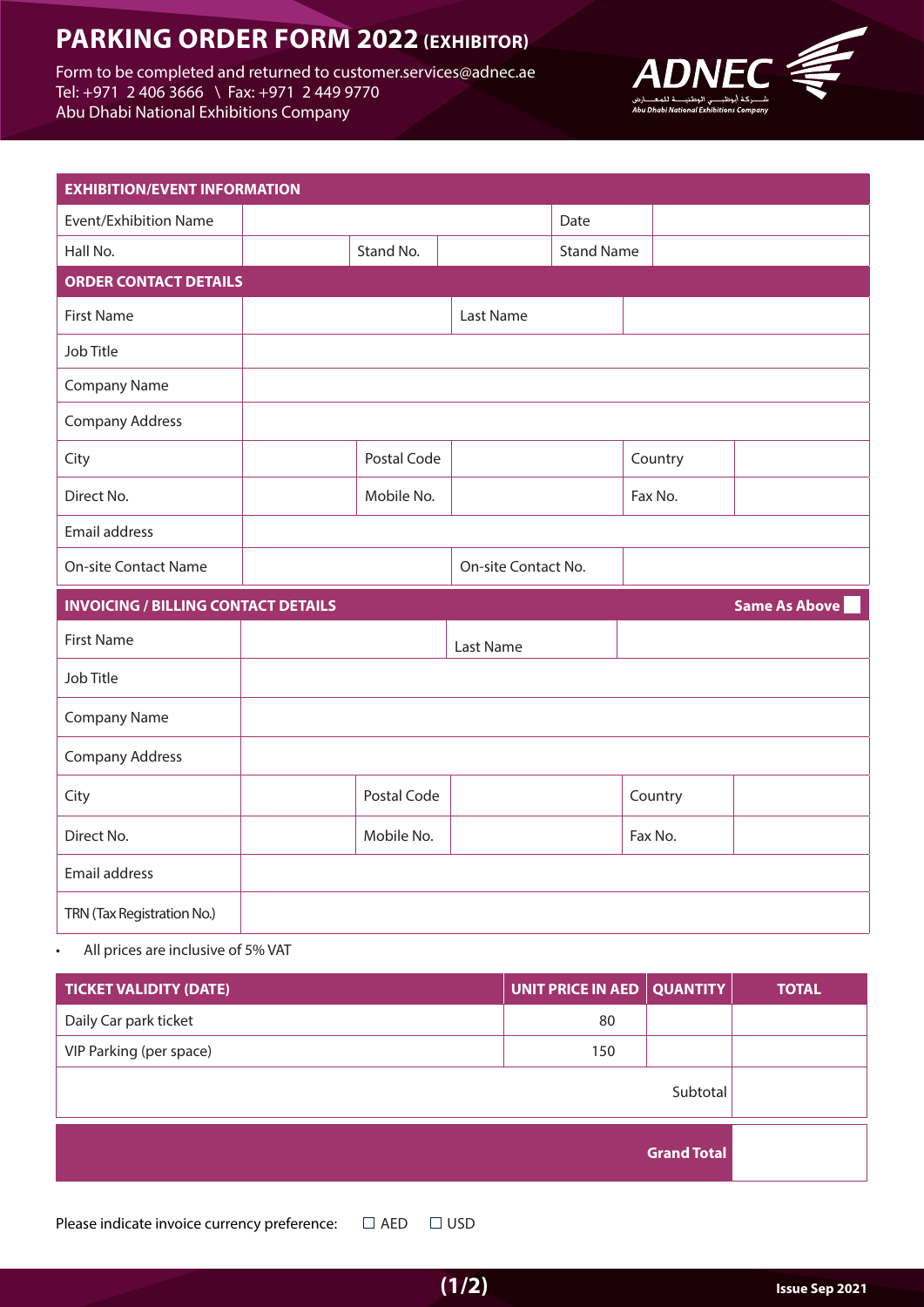# PARKING ORDER FORM 2022 (EXHIBITOR)

Form to be completed and returned to customer.services@adnec.ae
Tel: +971 2 406 3666 \ Fax: +971 2 449 9770
Abu Dhabi National Exhibitions Company

ADNEC
شركة أبوظبي الوطنية للمعارض
Abu Dhabi National Exhibitions Company

| EXHIBITION/EVENT INFORMATION | | | | | |
|---|---|---|---|---|---|
| Event/Exhibition Name | | | | Date | |
| Hall No. | | Stand No. | | Stand Name | |

| ORDER CONTACT DETAILS | | | | | |
|---|---|---|---|---|---|
| First Name | | | Last Name | | |
| Job Title | | | | | |
| Company Name | | | | | |
| Company Address | | | | | |
| City | | Postal Code | | Country | |
| Direct No. | | Mobile No. | | Fax No. | |
| Email address | | | | | |
| On-site Contact Name | | | On-site Contact No. | | |

| INVOICING / BILLING CONTACT DETAILS | | | | Same As Above ☐ | |
|---|---|---|---|---|---|
| First Name | | | Last Name | | |
| Job Title | | | | | |
| Company Name | | | | | |
| Company Address | | | | | |
| City | | Postal Code | | Country | |
| Direct No. | | Mobile No. | | Fax No. | |
| Email address | | | | | |
| TRN (Tax Registration No.) | | | | | |

- All prices are inclusive of 5% VAT

| TICKET VALIDITY (DATE) | UNIT PRICE IN AED | QUANTITY | TOTAL |
|---|---|---|---|
| Daily Car park ticket | 80 | | |
| VIP Parking (per space) | 150 | | |
| | | Subtotal | |
| | | **Grand Total** | |

Please indicate invoice currency preference: ☐ AED ☐ USD

Issue Sep 2021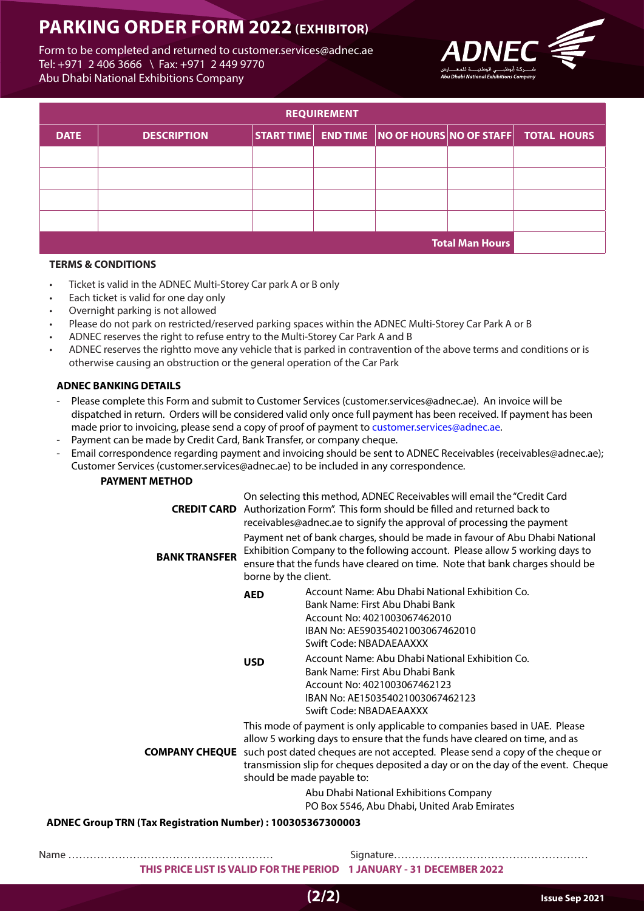# PARKING ORDER FORM 2022 (EXHIBITOR)

Form to be completed and returned to customer.services@adnec.ae
Tel: +971 2 406 3666 \ Fax: +971 2 449 9770
Abu Dhabi National Exhibitions Company

| REQUIREMENT | | | | | | |
|---|---|---|---|---|---|---|
| DATE | DESCRIPTION | START TIME | END TIME | NO OF HOURS | NO OF STAFF | TOTAL HOURS |
| | | | | | | |
| | | | | | | |
| | | | | | | |
| | | | | | | |
| | | | | | Total Man Hours | |

**TERMS & CONDITIONS**

- Ticket is valid in the ADNEC Multi-Storey Car park A or B only
- Each ticket is valid for one day only
- Overnight parking is not allowed
- Please do not park on restricted/reserved parking spaces within the ADNEC Multi-Storey Car Park A or B
- ADNEC reserves the right to refuse entry to the Multi-Storey Car Park A and B
- ADNEC reserves the rightto move any vehicle that is parked in contravention of the above terms and conditions or is otherwise causing an obstruction or the general operation of the Car Park

**ADNEC BANKING DETAILS**

- Please complete this Form and submit to Customer Services (customer.services@adnec.ae). An invoice will be dispatched in return. Orders will be considered valid only once full payment has been received. If payment has been made prior to invoicing, please send a copy of proof of payment to customer.services@adnec.ae.
- Payment can be made by Credit Card, Bank Transfer, or company cheque.
- Email correspondence regarding payment and invoicing should be sent to ADNEC Receivables (receivables@adnec.ae); Customer Services (customer.services@adnec.ae) to be included in any correspondence.

**PAYMENT METHOD**

**CREDIT CARD** On selecting this method, ADNEC Receivables will email the "Credit Card Authorization Form". This form should be filled and returned back to receivables@adnec.ae to signify the approval of processing the payment

**BANK TRANSFER** Payment net of bank charges, should be made in favour of Abu Dhabi National Exhibition Company to the following account. Please allow 5 working days to ensure that the funds have cleared on time. Note that bank charges should be borne by the client.

**AED**
Account Name: Abu Dhabi National Exhibition Co.
Bank Name: First Abu Dhabi Bank
Account No: 4021003067462010
IBAN No: AE590354021003067462010
Swift Code: NBADAEAAXXX

**USD**
Account Name: Abu Dhabi National Exhibition Co.
Bank Name: First Abu Dhabi Bank
Account No: 4021003067462123
IBAN No: AE150354021003067462123
Swift Code: NBADAEAAXXX

**COMPANY CHEQUE** This mode of payment is only applicable to companies based in UAE. Please allow 5 working days to ensure that the funds have cleared on time, and as such post dated cheques are not accepted. Please send a copy of the cheque or transmission slip for cheques deposited a day or on the day of the event. Cheque should be made payable to:

Abu Dhabi National Exhibitions Company
PO Box 5546, Abu Dhabi, United Arab Emirates

**ADNEC Group TRN (Tax Registration Number) : 100305367300003**

Name ........................................................ Signature.....................................................

**THIS PRICE LIST IS VALID FOR THE PERIOD 1 JANUARY - 31 DECEMBER 2022**

Issue Sep 2021